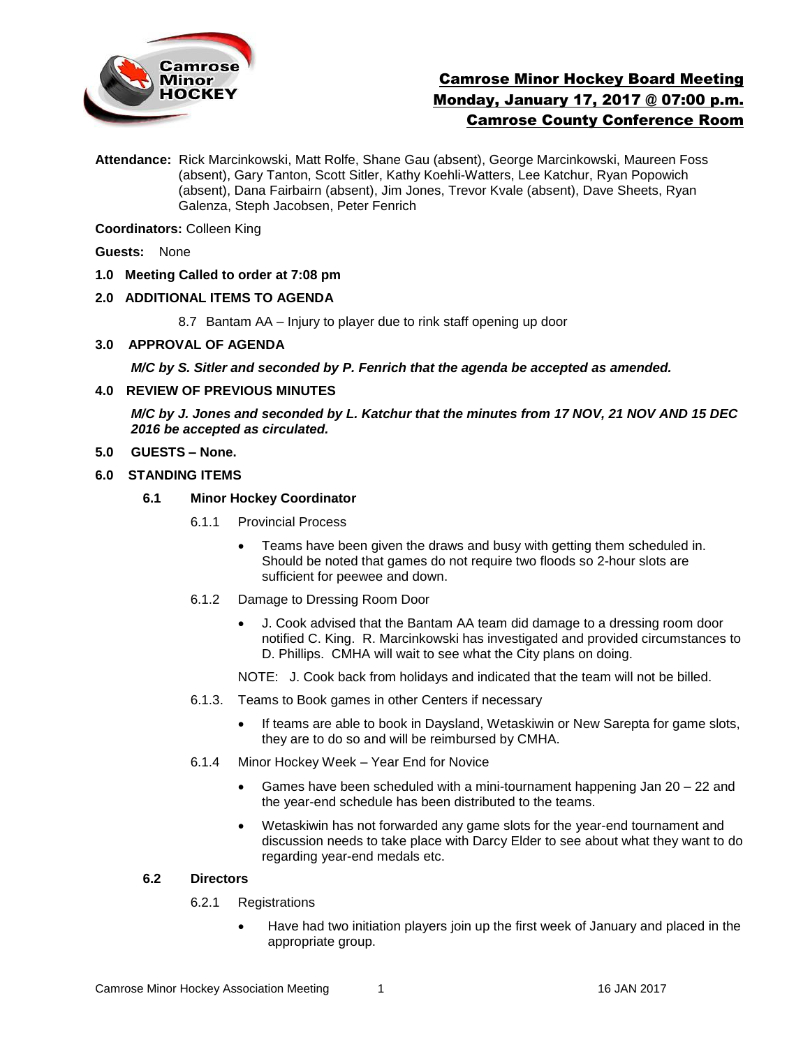# Camrose Minor Hockey Board Meeting
## Monday, January 17, 2017 @ 07:00 p.m.
## Camrose County Conference Room

**Attendance:** Rick Marcinkowski, Matt Rolfe, Shane Gau (absent), George Marcinkowski, Maureen Foss (absent), Gary Tanton, Scott Sitler, Kathy Koehli-Watters, Lee Katchur, Ryan Popowich (absent), Dana Fairbairn (absent), Jim Jones, Trevor Kvale (absent), Dave Sheets, Ryan Galenza, Steph Jacobsen, Peter Fenrich

**Coordinators:** Colleen King

**Guests:** None

**1.0 Meeting Called to order at 7:08 pm**

**2.0 ADDITIONAL ITEMS TO AGENDA**

8.7 Bantam AA – Injury to player due to rink staff opening up door

**3.0 APPROVAL OF AGENDA**

***M/C by S. Sitler and seconded by P. Fenrich that the agenda be accepted as amended.***

**4.0 REVIEW OF PREVIOUS MINUTES**

***M/C by J. Jones and seconded by L. Katchur that the minutes from 17 NOV, 21 NOV AND 15 DEC 2016 be accepted as circulated.***

**5.0 GUESTS – None.**

**6.0 STANDING ITEMS**

**6.1 Minor Hockey Coordinator**

6.1.1 Provincial Process

- Teams have been given the draws and busy with getting them scheduled in. Should be noted that games do not require two floods so 2-hour slots are sufficient for peewee and down.

6.1.2 Damage to Dressing Room Door

- J. Cook advised that the Bantam AA team did damage to a dressing room door notified C. King. R. Marcinkowski has investigated and provided circumstances to D. Phillips. CMHA will wait to see what the City plans on doing.

NOTE: J. Cook back from holidays and indicated that the team will not be billed.

6.1.3. Teams to Book games in other Centers if necessary

- If teams are able to book in Daysland, Wetaskiwin or New Sarepta for game slots, they are to do so and will be reimbursed by CMHA.

6.1.4 Minor Hockey Week – Year End for Novice

- Games have been scheduled with a mini-tournament happening Jan 20 – 22 and the year-end schedule has been distributed to the teams.
- Wetaskiwin has not forwarded any game slots for the year-end tournament and discussion needs to take place with Darcy Elder to see about what they want to do regarding year-end medals etc.

**6.2 Directors**

6.2.1 Registrations

- Have had two initiation players join up the first week of January and placed in the appropriate group.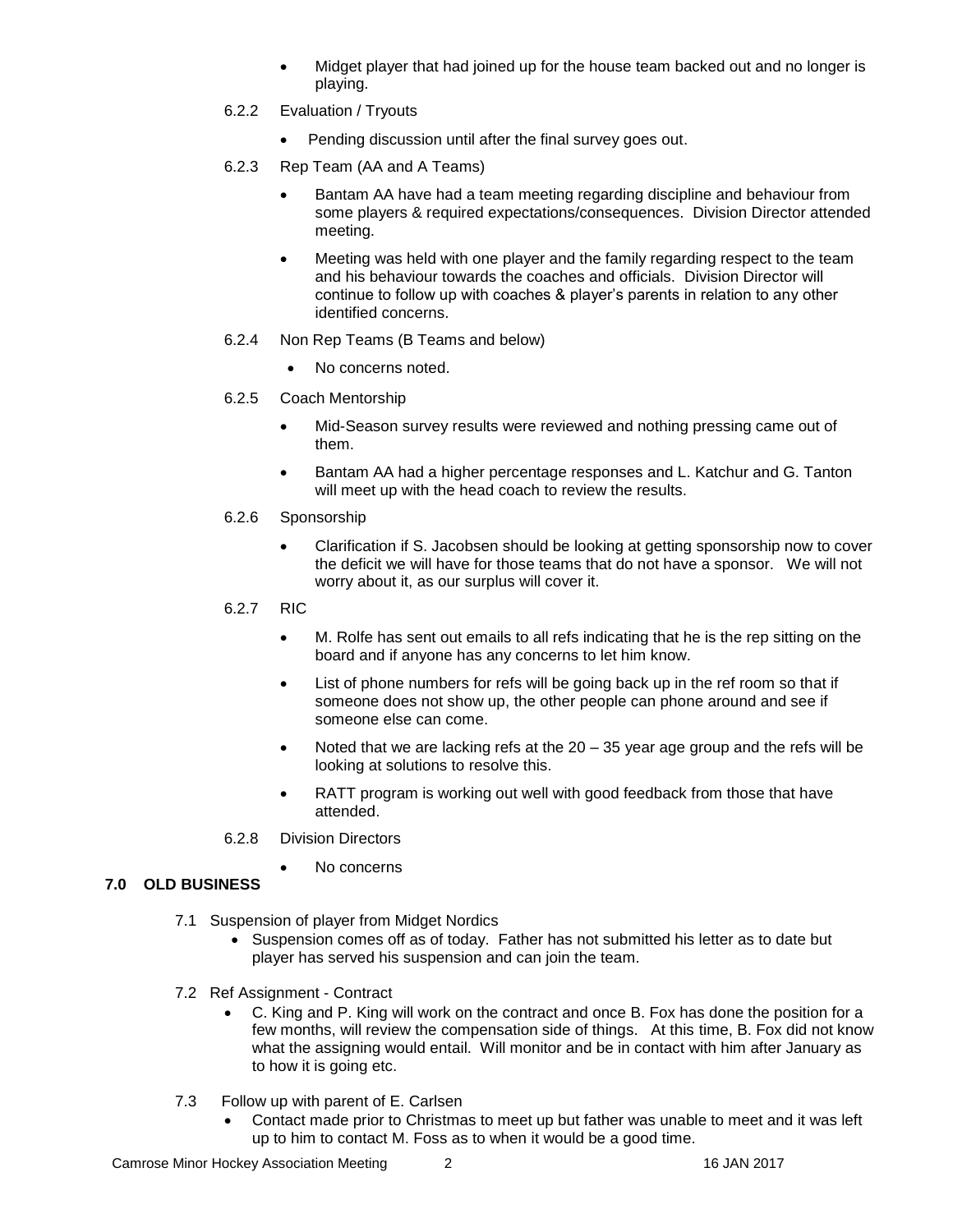- Midget player that had joined up for the house team backed out and no longer is playing.

6.2.2 Evaluation / Tryouts

- Pending discussion until after the final survey goes out.

6.2.3 Rep Team (AA and A Teams)

- Bantam AA have had a team meeting regarding discipline and behaviour from some players & required expectations/consequences. Division Director attended meeting.
- Meeting was held with one player and the family regarding respect to the team and his behaviour towards the coaches and officials. Division Director will continue to follow up with coaches & player's parents in relation to any other identified concerns.

6.2.4 Non Rep Teams (B Teams and below)

- No concerns noted.

6.2.5 Coach Mentorship

- Mid-Season survey results were reviewed and nothing pressing came out of them.
- Bantam AA had a higher percentage responses and L. Katchur and G. Tanton will meet up with the head coach to review the results.

6.2.6 Sponsorship

- Clarification if S. Jacobsen should be looking at getting sponsorship now to cover the deficit we will have for those teams that do not have a sponsor. We will not worry about it, as our surplus will cover it.

6.2.7 RIC

- M. Rolfe has sent out emails to all refs indicating that he is the rep sitting on the board and if anyone has any concerns to let him know.
- List of phone numbers for refs will be going back up in the ref room so that if someone does not show up, the other people can phone around and see if someone else can come.
- Noted that we are lacking refs at the 20 – 35 year age group and the refs will be looking at solutions to resolve this.
- RATT program is working out well with good feedback from those that have attended.

6.2.8 Division Directors

- No concerns

## 7.0 OLD BUSINESS

7.1 Suspension of player from Midget Nordics

- Suspension comes off as of today. Father has not submitted his letter as to date but player has served his suspension and can join the team.

7.2 Ref Assignment - Contract

- C. King and P. King will work on the contract and once B. Fox has done the position for a few months, will review the compensation side of things. At this time, B. Fox did not know what the assigning would entail. Will monitor and be in contact with him after January as to how it is going etc.

7.3 Follow up with parent of E. Carlsen

- Contact made prior to Christmas to meet up but father was unable to meet and it was left up to him to contact M. Foss as to when it would be a good time.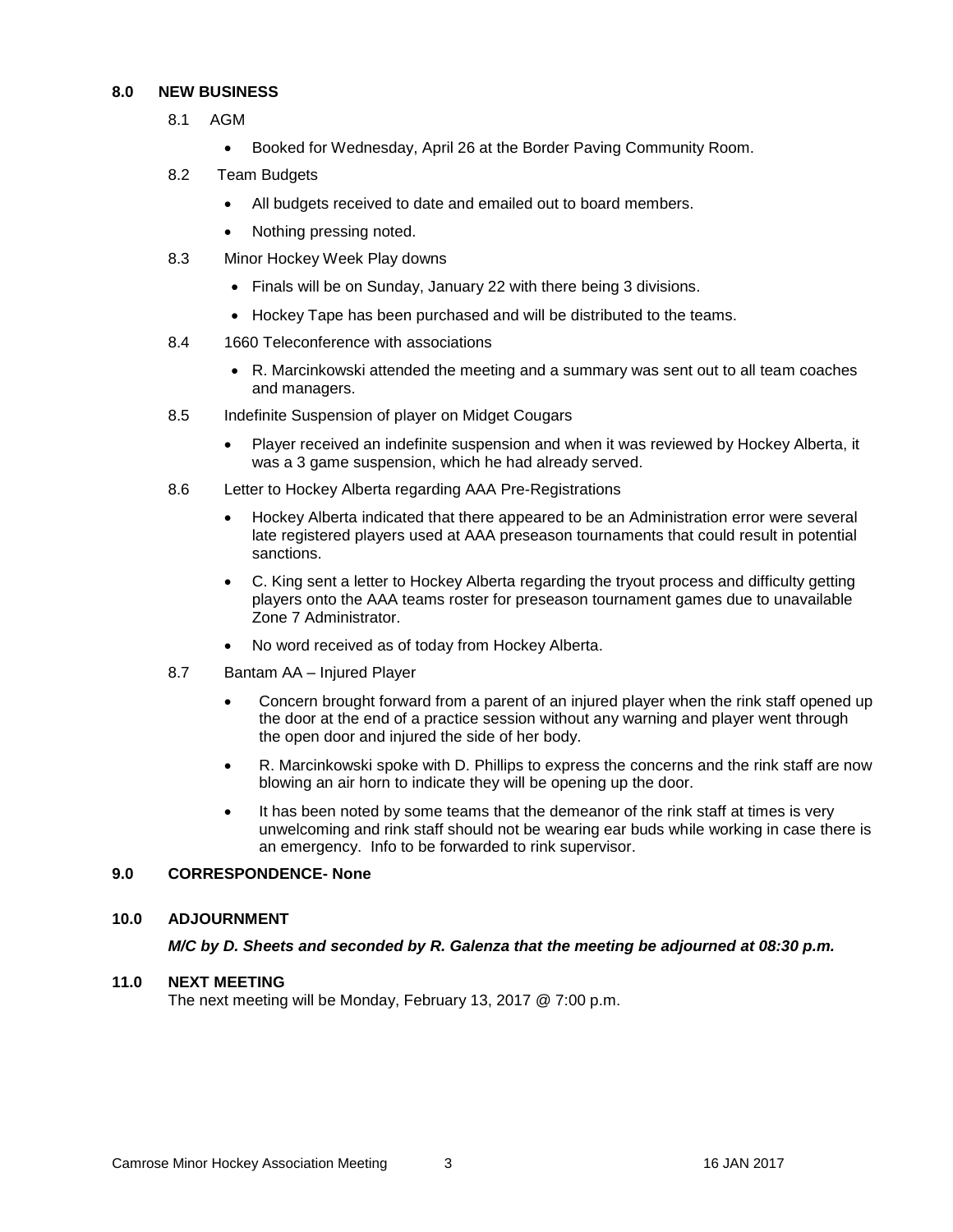## 8.0 NEW BUSINESS

8.1 AGM

- Booked for Wednesday, April 26 at the Border Paving Community Room.

8.2 Team Budgets

- All budgets received to date and emailed out to board members.
- Nothing pressing noted.

8.3 Minor Hockey Week Play downs

- Finals will be on Sunday, January 22 with there being 3 divisions.
- Hockey Tape has been purchased and will be distributed to the teams.

8.4 1660 Teleconference with associations

- R. Marcinkowski attended the meeting and a summary was sent out to all team coaches and managers.

8.5 Indefinite Suspension of player on Midget Cougars

- Player received an indefinite suspension and when it was reviewed by Hockey Alberta, it was a 3 game suspension, which he had already served.

8.6 Letter to Hockey Alberta regarding AAA Pre-Registrations

- Hockey Alberta indicated that there appeared to be an Administration error were several late registered players used at AAA preseason tournaments that could result in potential sanctions.
- C. King sent a letter to Hockey Alberta regarding the tryout process and difficulty getting players onto the AAA teams roster for preseason tournament games due to unavailable Zone 7 Administrator.
- No word received as of today from Hockey Alberta.

8.7 Bantam AA – Injured Player

- Concern brought forward from a parent of an injured player when the rink staff opened up the door at the end of a practice session without any warning and player went through the open door and injured the side of her body.
- R. Marcinkowski spoke with D. Phillips to express the concerns and the rink staff are now blowing an air horn to indicate they will be opening up the door.
- It has been noted by some teams that the demeanor of the rink staff at times is very unwelcoming and rink staff should not be wearing ear buds while working in case there is an emergency. Info to be forwarded to rink supervisor.

## 9.0 CORRESPONDENCE- None

## 10.0 ADJOURNMENT

***M/C by D. Sheets and seconded by R. Galenza that the meeting be adjourned at 08:30 p.m.***

## 11.0 NEXT MEETING

The next meeting will be Monday, February 13, 2017 @ 7:00 p.m.